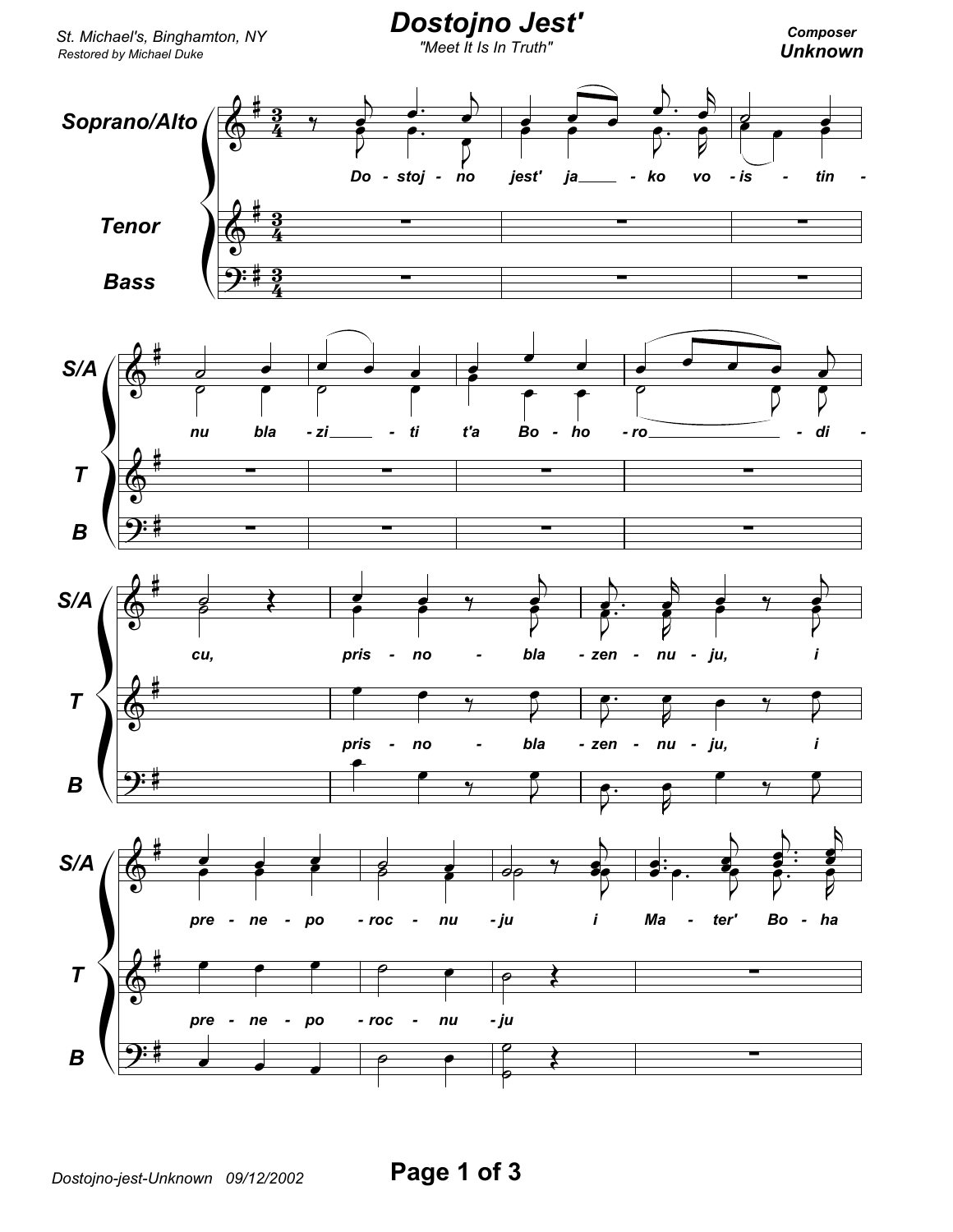St. Michael's, Binghamton, NY
Restored by Michael Duke

# Dostojno Jest'

"Meet It Is In Truth"

Composer
**Unknown**

Soprano/Alto

Tenor

Bass

Do - stoj - no jest' ja - ko vo - is - tin - nu bla - zi - ti t'a Bo - ho - ro - di - cu, pris - no - bla - zen - nu - ju, i pre - ne - po - roc - nu - ju i Ma - ter' Bo - ha

T: pris - no - bla - zen - nu - ju, i pre - ne - po - roc - nu - ju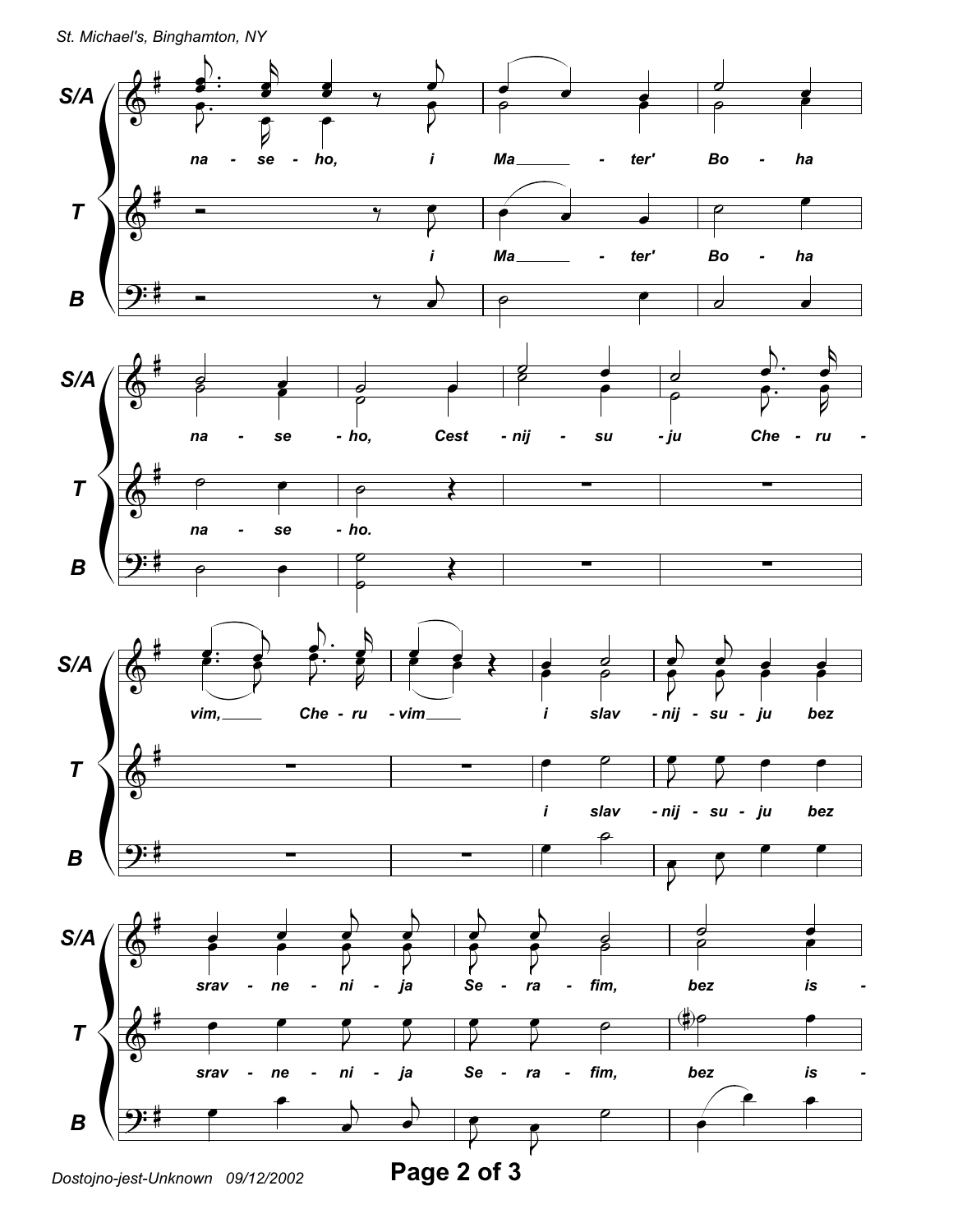S/A: na - se - ho, i Ma - ter' Bo - ha
T: i Ma - ter' Bo - ha

S/A: na - se - ho, Cest - nij - su - ju Che - ru -
T: na - se - ho.

S/A: vim, Che - ru - vim i slav - nij - su - ju bez
T: i slav - nij - su - ju bez

S/A: srav - ne - ni - ja Se - ra - fim, bez is -
T: srav - ne - ni - ja Se - ra - fim, bez is -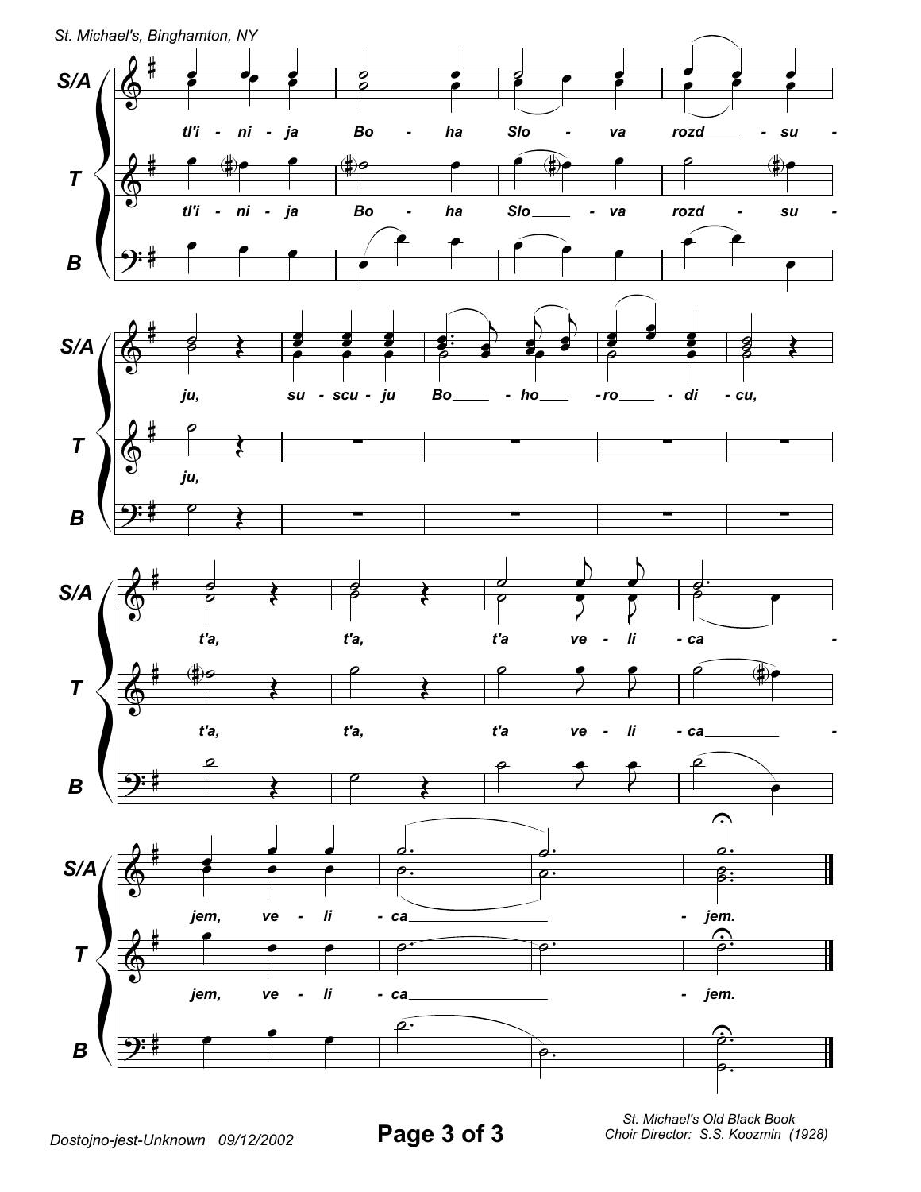S/A

tl'i - ni - ja Bo - ha Slo - va rozd - su - ju, su - scu - ju Bo - ho - ro - di - cu, t'a, t'a, t'a ve - li - ca - jem, ve - li - ca - jem.

T

tl'i - ni - ja Bo - ha Slo - va rozd - su - ju, t'a, t'a, t'a ve - li - ca - jem, ve - li - ca - jem.

B